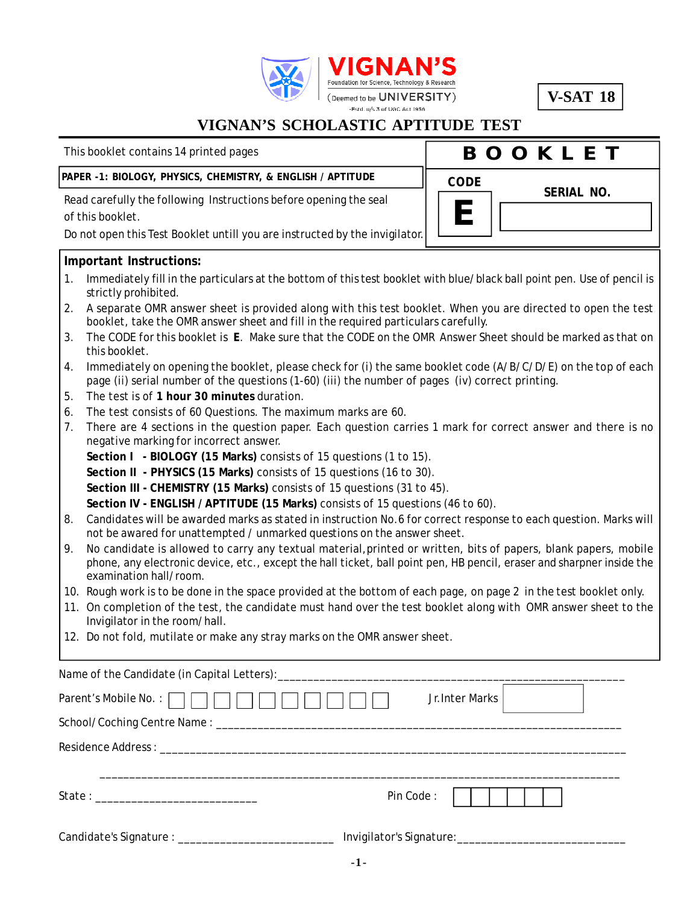VIGNAN'S
Foundation for Science, Technology & Research
(Deemed to be UNIVERSITY)
-Estd. u/s 3 of UGC Act 1956

**V-SAT 18**

# VIGNAN'S SCHOLASTIC APTITUDE TEST

This booklet contains 14 printed pages

**PAPER -1: BIOLOGY, PHYSICS, CHEMISTRY, & ENGLISH / APTITUDE**

Read carefully the following Instructions before opening the seal of this booklet.

Do not open this Test Booklet untill you are instructed by the invigilator.

| BOOKLET | |
|---|---|
| CODE | SERIAL NO. |
| **E** | |

**Important Instructions:**

1. Immediately fill in the particulars at the bottom of this test booklet with blue/black ball point pen. Use of pencil is strictly prohibited.
2. A separate OMR answer sheet is provided along with this test booklet. When you are directed to open the test booklet, take the OMR answer sheet and fill in the required particulars carefully.
3. The CODE for this booklet is **E**. Make sure that the CODE on the OMR Answer Sheet should be marked as that on this booklet.
4. Immediately on opening the booklet, please check for (i) the same booklet code (A/B/C/D/E) on the top of each page (ii) serial number of the questions (1-60) (iii) the number of pages (iv) correct printing.
5. The test is of **1 hour 30 minutes** duration.
6. The test consists of 60 Questions. The maximum marks are 60.
7. There are 4 sections in the question paper. Each question carries 1 mark for correct answer and there is no negative marking for incorrect answer.
   **Section I - BIOLOGY (15 Marks)** consists of 15 questions (1 to 15).
   **Section II - PHYSICS (15 Marks)** consists of 15 questions (16 to 30).
   **Section III - CHEMISTRY (15 Marks)** consists of 15 questions (31 to 45).
   **Section IV - ENGLISH / APTITUDE (15 Marks)** consists of 15 questions (46 to 60).
8. Candidates will be awarded marks as stated in instruction No.6 for correct response to each question. Marks will not be awared for unattempted / unmarked questions on the answer sheet.
9. No candidate is allowed to carry any textual material, printed or written, bits of papers, blank papers, mobile phone, any electronic device, etc., except the hall ticket, ball point pen, HB pencil, eraser and sharpner inside the examination hall/room.
10. Rough work is to be done in the space provided at the bottom of each page, on page 2 in the test booklet only.
11. On completion of the test, the candidate must hand over the test booklet along with OMR answer sheet to the Invigilator in the room/hall.
12. Do not fold, mutilate or make any stray marks on the OMR answer sheet.

Name of the Candidate (in Capital Letters):______________________________

Parent's Mobile No. : ☐☐☐☐☐☐☐☐☐☐ Jr.Inter Marks ☐

School/Coching Centre Name : ______________________________

Residence Address : ______________________________

______________________________

State : ______________ Pin Code : ☐☐☐☐☐☐

Candidate's Signature : ______________ Invigilator's Signature:______________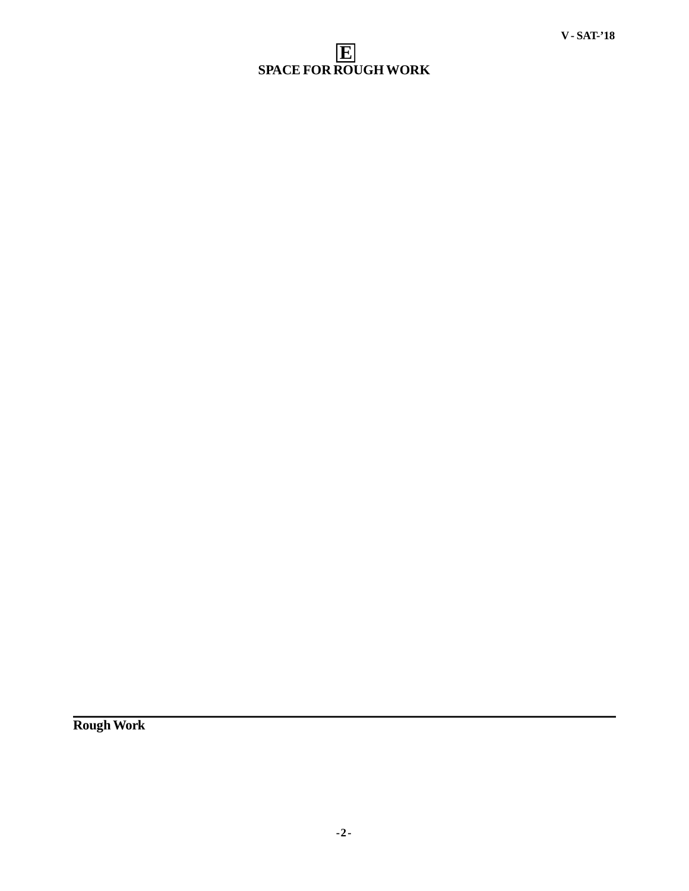E

## SPACE FOR ROUGH WORK

**Rough Work**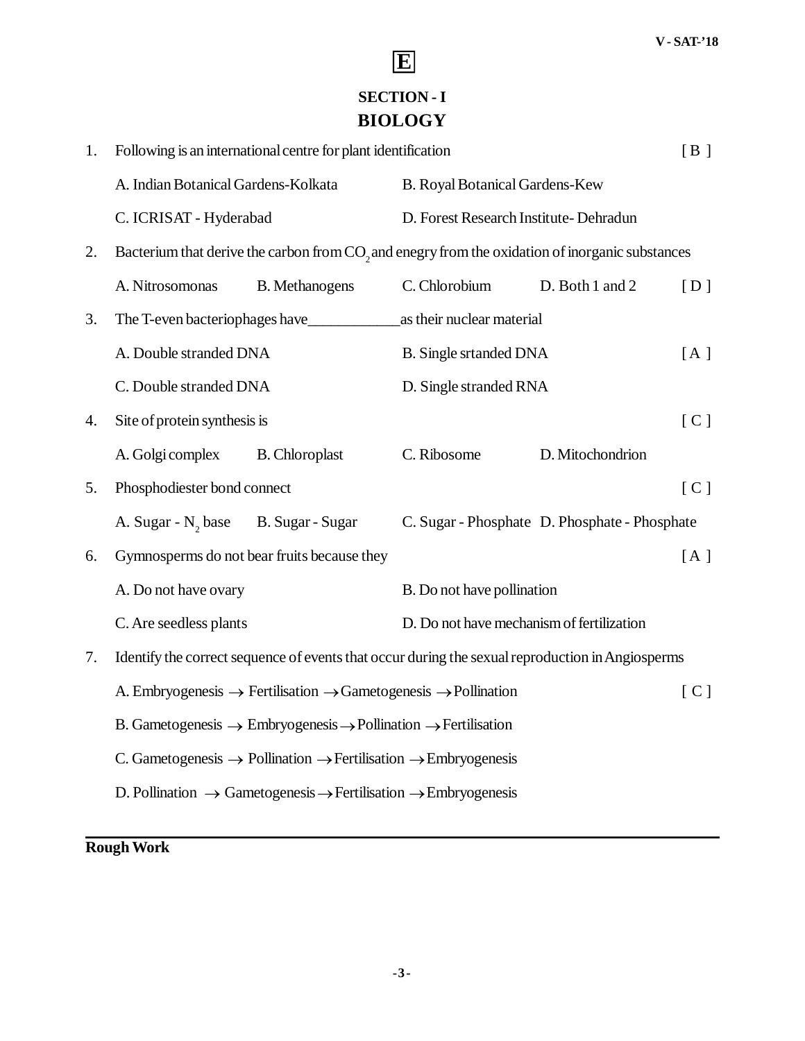**E**

## SECTION - I
## BIOLOGY

1. Following is an international centre for plant identification [ B ]

   A. Indian Botanical Gardens-Kolkata  B. Royal Botanical Gardens-Kew

   C. ICRISAT - Hyderabad  D. Forest Research Institute- Dehradun

2. Bacterium that derive the carbon from $CO_2$ and enegry from the oxidation of inorganic substances

   A. Nitrosomonas  B. Methanogens  C. Chlorobium  D. Both 1 and 2 [ D ]

3. The T-even bacteriophages have____________as their nuclear material

   A. Double stranded DNA  B. Single srtanded DNA [ A ]

   C. Double stranded DNA  D. Single stranded RNA

4. Site of protein synthesis is [ C ]

   A. Golgi complex  B. Chloroplast  C. Ribosome  D. Mitochondrion

5. Phosphodiester bond connect [ C ]

   A. Sugar - $N_2$ base  B. Sugar - Sugar  C. Sugar - Phosphate  D. Phosphate - Phosphate

6. Gymnosperms do not bear fruits because they [ A ]

   A. Do not have ovary  B. Do not have pollination

   C. Are seedless plants  D. Do not have mechanism of fertilization

7. Identify the correct sequence of events that occur during the sexual reproduction in Angiosperms

   A. Embryogenesis $\rightarrow$ Fertilisation $\rightarrow$ Gametogenesis $\rightarrow$ Pollination [ C ]

   B. Gametogenesis $\rightarrow$ Embryogenesis $\rightarrow$ Pollination $\rightarrow$ Fertilisation

   C. Gametogenesis $\rightarrow$ Pollination $\rightarrow$ Fertilisation $\rightarrow$ Embryogenesis

   D. Pollination $\rightarrow$ Gametogenesis $\rightarrow$ Fertilisation $\rightarrow$ Embryogenesis

---

**Rough Work**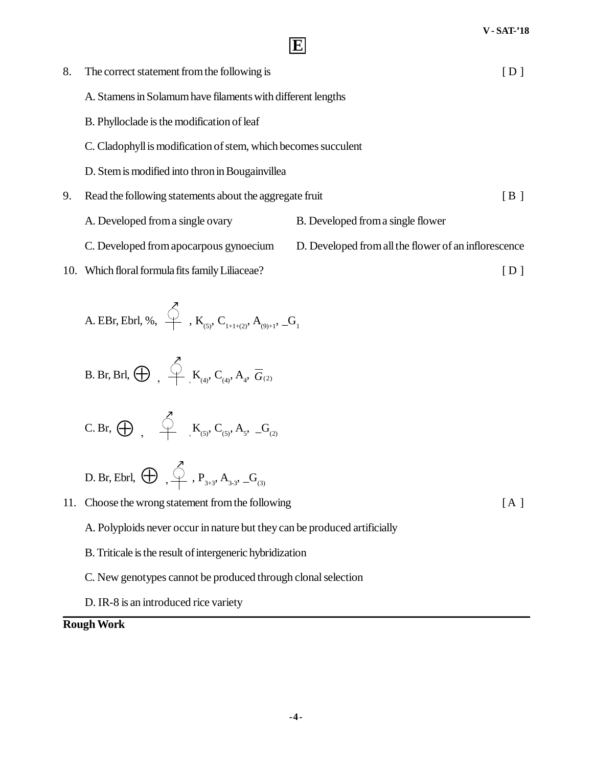8. The correct statement from the following is [ D ]

A. Stamens in Solamum have filaments with different lengths

B. Phylloclade is the modification of leaf

C. Cladophyll is modification of stem, which becomes succulent

D. Stem is modified into thron in Bougainvillea

9. Read the following statements about the aggregate fruit [ B ]

A. Developed from a single ovary

B. Developed from a single flower

C. Developed from apocarpous gynoecium

D. Developed from all the flower of an inflorescence

10. Which floral formula fits family Liliaceae? [ D ]

A. EBr, Ebrl, %, ⚥ , $K_{(5)}$, $C_{1+1+(2)}$, $A_{(9)+1}$, $\underline{G}_1$

B. Br, Brl, ⊕ , ⚥ , $K_{(4)}$, $C_{(4)}$, $A_4$, $\overline{G}_{(2)}$

C. Br, ⊕ , ⚥ , $K_{(5)}$, $C_{(5)}$, $A_5$, $\underline{G}_{(2)}$

D. Br, Ebrl, ⊕ , ⚥ , $P_{3+3}$, $A_{3-3}$, $\underline{G}_{(3)}$

11. Choose the wrong statement from the following [ A ]

A. Polyploids never occur in nature but they can be produced artificially

B. Triticale is the result of intergeneric hybridization

C. New genotypes cannot be produced through clonal selection

D. IR-8 is an introduced rice variety

**Rough Work**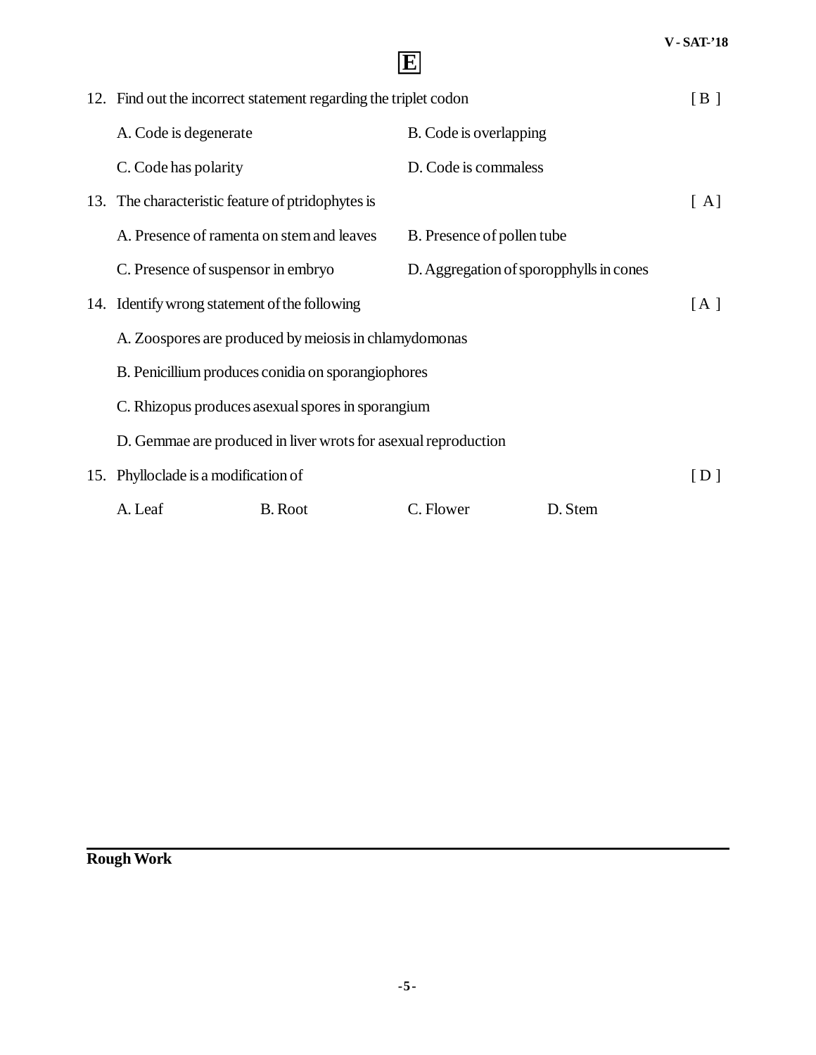E

12. Find out the incorrect statement regarding the triplet codon [ B ]

    A. Code is degenerate
    B. Code is overlapping
    C. Code has polarity
    D. Code is commaless

13. The characteristic feature of ptridophytes is [ A ]

    A. Presence of ramenta on stem and leaves
    B. Presence of pollen tube
    C. Presence of suspensor in embryo
    D. Aggregation of sporopphylls in cones

14. Identify wrong statement of the following [ A ]

    A. Zoospores are produced by meiosis in chlamydomonas
    B. Penicillium produces conidia on sporangiophores
    C. Rhizopus produces asexual spores in sporangium
    D. Gemmae are produced in liver wrots for asexual reproduction

15. Phylloclade is a modification of [ D ]

    A. Leaf
    B. Root
    C. Flower
    D. Stem

**Rough Work**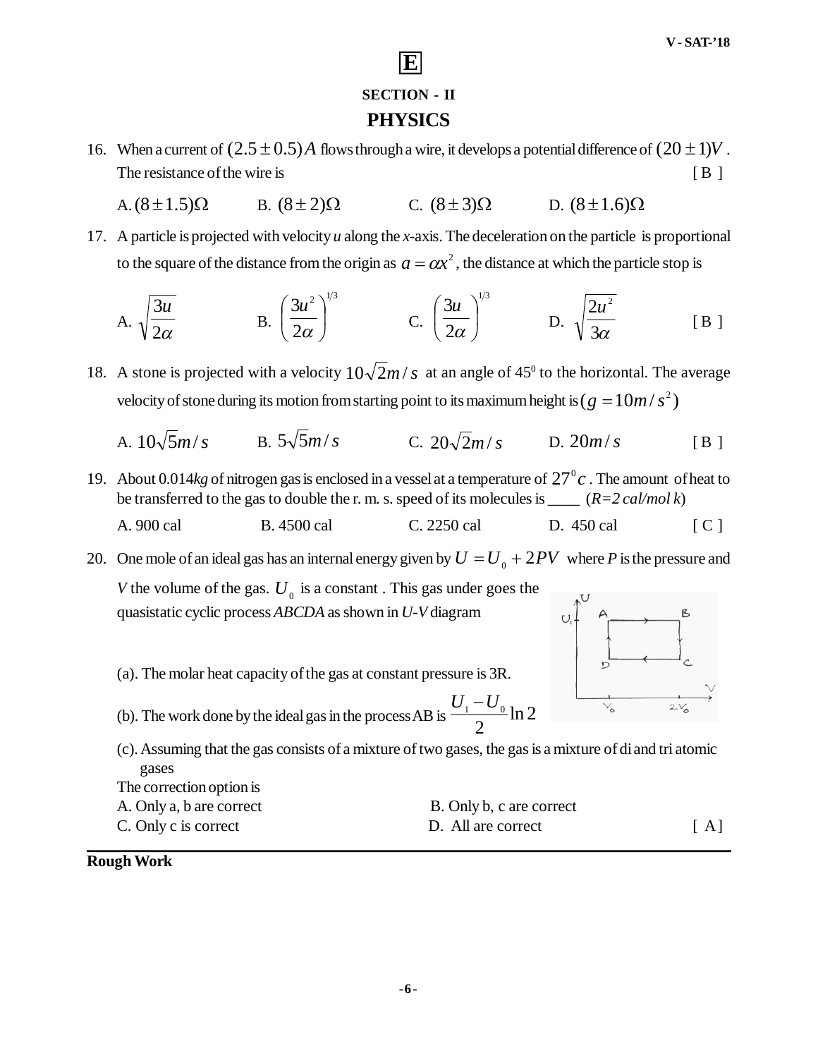E

## SECTION - II

# PHYSICS

16. When a current of $(2.5 \pm 0.5)A$ flows through a wire, it develops a potential difference of $(20 \pm 1)V$. The resistance of the wire is [ B ]

    A. $(8 \pm 1.5)\Omega$ B. $(8 \pm 2)\Omega$ C. $(8 \pm 3)\Omega$ D. $(8 \pm 1.6)\Omega$

17. A particle is projected with velocity *u* along the *x*-axis. The deceleration on the particle is proportional to the square of the distance from the origin as $a = \alpha x^2$, the distance at which the particle stop is

    A. $\sqrt{\frac{3u}{2\alpha}}$ B. $\left(\frac{3u^2}{2\alpha}\right)^{1/3}$ C. $\left(\frac{3u}{2\alpha}\right)^{1/3}$ D. $\sqrt{\frac{2u^2}{3\alpha}}$ [ B ]

18. A stone is projected with a velocity $10\sqrt{2}m/s$ at an angle of $45^0$ to the horizontal. The average velocity of stone during its motion from starting point to its maximum height is $(g = 10m/s^2)$

    A. $10\sqrt{5}m/s$ B. $5\sqrt{5}m/s$ C. $20\sqrt{2}m/s$ D. $20m/s$ [ B ]

19. About 0.014*kg* of nitrogen gas is enclosed in a vessel at a temperature of $27^0c$. The amount of heat to be transferred to the gas to double the r. m. s. speed of its molecules is ____ (*R=2 cal/mol k*)

    A. 900 cal B. 4500 cal C. 2250 cal D. 450 cal [ C ]

20. One mole of an ideal gas has an internal energy given by $U = U_0 + 2PV$ where *P* is the pressure and *V* the volume of the gas. $U_0$ is a constant . This gas under goes the quasistatic cyclic process *ABCDA* as shown in *U-V* diagram

    (a). The molar heat capacity of the gas at constant pressure is 3R.

    (b). The work done by the ideal gas in the process AB is $\frac{U_1 - U_0}{2}\ln 2$

    (c). Assuming that the gas consists of a mixture of two gases, the gas is a mixture of di and tri atomic gases

    The correction option is

    A. Only a, b are correct B. Only b, c are correct

    C. Only c is correct D. All are correct [ A]

**Rough Work**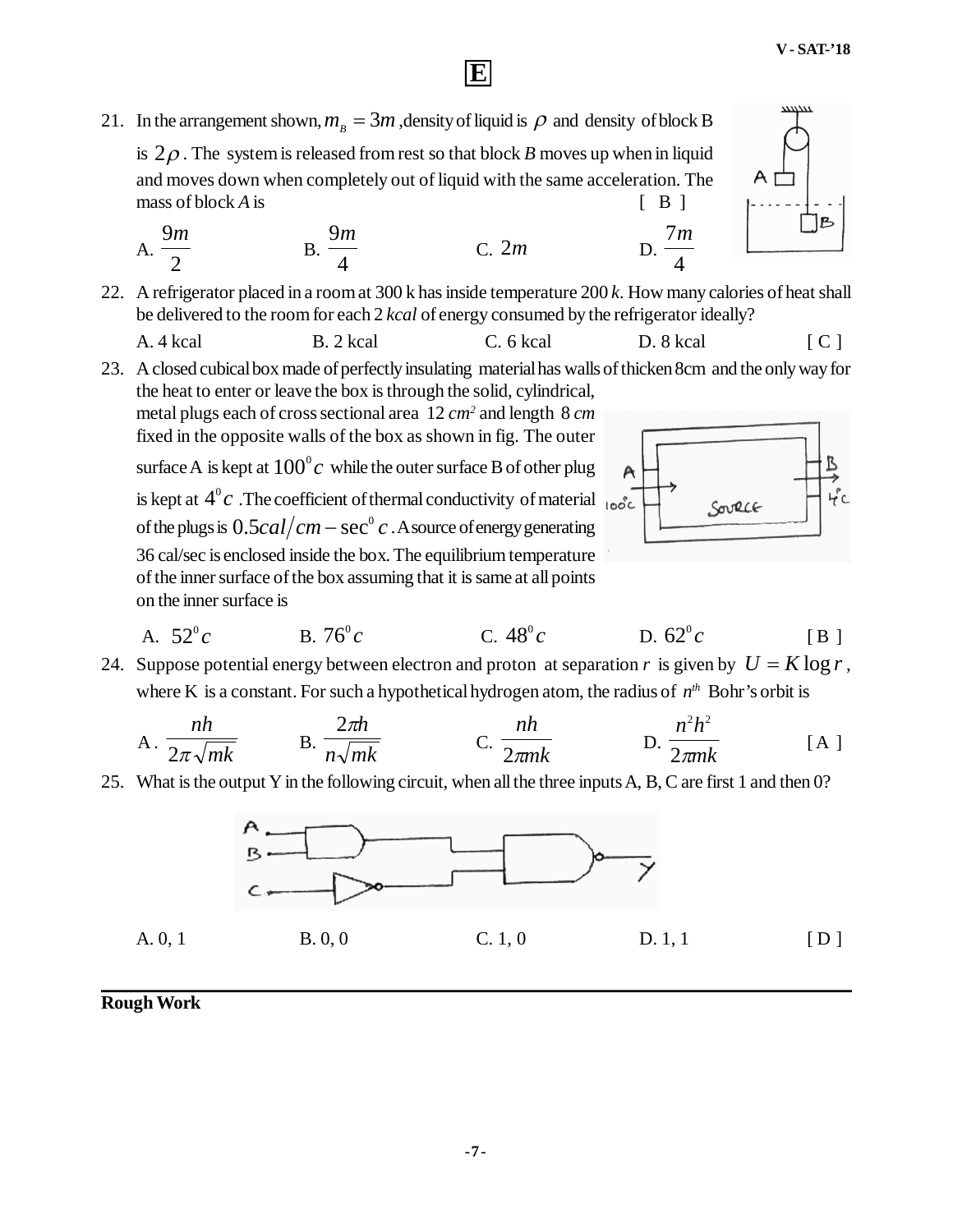21. In the arrangement shown, $m_B = 3m$, density of liquid is $\rho$ and density of block B is $2\rho$. The system is released from rest so that block *B* moves up when in liquid and moves down when completely out of liquid with the same acceleration. The mass of block *A* is [ B ]

    A. $\frac{9m}{2}$ B. $\frac{9m}{4}$ C. $2m$ D. $\frac{7m}{4}$

22. A refrigerator placed in a room at 300 k has inside temperature 200 *k*. How many calories of heat shall be delivered to the room for each 2 *kcal* of energy consumed by the refrigerator ideally?

    A. 4 kcal B. 2 kcal C. 6 kcal D. 8 kcal [ C ]

23. A closed cubical box made of perfectly insulating material has walls of thicken 8cm and the only way for the heat to enter or leave the box is through the solid, cylindrical, metal plugs each of cross sectional area 12 $cm^2$ and length 8 *cm* fixed in the opposite walls of the box as shown in fig. The outer surface A is kept at $100^0 c$ while the outer surface B of other plug is kept at $4^0 c$. The coefficient of thermal conductivity of material of the plugs is $0.5 cal/cm - \sec^0 c$. A source of energy generating 36 cal/sec is enclosed inside the box. The equilibrium temperature of the inner surface of the box assuming that it is same at all points on the inner surface is

    A. $52^0 c$ B. $76^0 c$ C. $48^0 c$ D. $62^0 c$ [ B ]

24. Suppose potential energy between electron and proton at separation *r* is given by $U = K \log r$, where K is a constant. For such a hypothetical hydrogen atom, the radius of $n^{th}$ Bohr's orbit is

    A. $\frac{nh}{2\pi\sqrt{mk}}$ B. $\frac{2\pi h}{n\sqrt{mk}}$ C. $\frac{nh}{2\pi mk}$ D. $\frac{n^2h^2}{2\pi mk}$ [ A ]

25. What is the output Y in the following circuit, when all the three inputs A, B, C are first 1 and then 0?

    A. 0, 1 B. 0, 0 C. 1, 0 D. 1, 1 [ D ]

**Rough Work**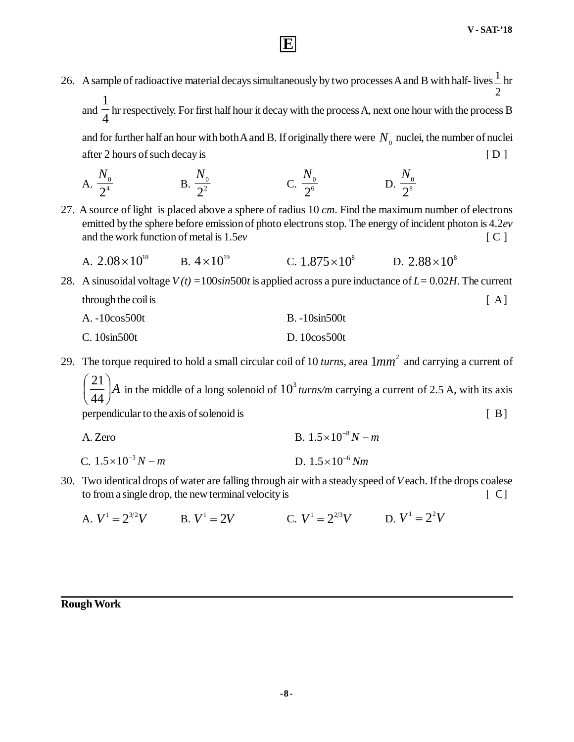26. A sample of radioactive material decays simultaneously by two processes A and B with half- lives $\frac{1}{2}$ hr and $\frac{1}{4}$ hr respectively. For first half hour it decay with the process A, next one hour with the process B and for further half an hour with both A and B. If originally there were $N_0$ nuclei, the number of nuclei after 2 hours of such decay is [ D ]

A. $\frac{N_0}{2^4}$ B. $\frac{N_0}{2^2}$ C. $\frac{N_0}{2^6}$ D. $\frac{N_0}{2^8}$

27. A source of light is placed above a sphere of radius 10 *cm*. Find the maximum number of electrons emitted by the sphere before emission of photo electrons stop. The energy of incident photon is 4.2*ev* and the work function of metal is 1.5*ev* [ C ]

A. $2.08\times10^{18}$ B. $4\times10^{19}$ C. $1.875\times10^{8}$ D. $2.88\times10^{8}$

28. A sinusoidal voltage $V(t) = 100 \sin 500t$ is applied across a pure inductance of $L = 0.02H$. The current through the coil is [ A ]

A. -10cos500t B. -10sin500t

C. 10sin500t D. 10cos500t

29. The torque required to hold a small circular coil of 10 *turns*, area $1mm^2$ and carrying a current of $\left(\frac{21}{44}\right)A$ in the middle of a long solenoid of $10^3$ *turns/m* carrying a current of 2.5 A, with its axis perpendicular to the axis of solenoid is [ B ]

A. Zero B. $1.5\times10^{-8}\,N-m$

C. $1.5\times10^{-3}\,N-m$ D. $1.5\times10^{-6}\,Nm$

30. Two identical drops of water are falling through air with a steady speed of $V$ each. If the drops coalese to from a single drop, the new terminal velocity is [ C]

A. $V^1 = 2^{3/2}V$ B. $V^1 = 2V$ C. $V^1 = 2^{2/3}V$ D. $V^1 = 2^2V$

**Rough Work**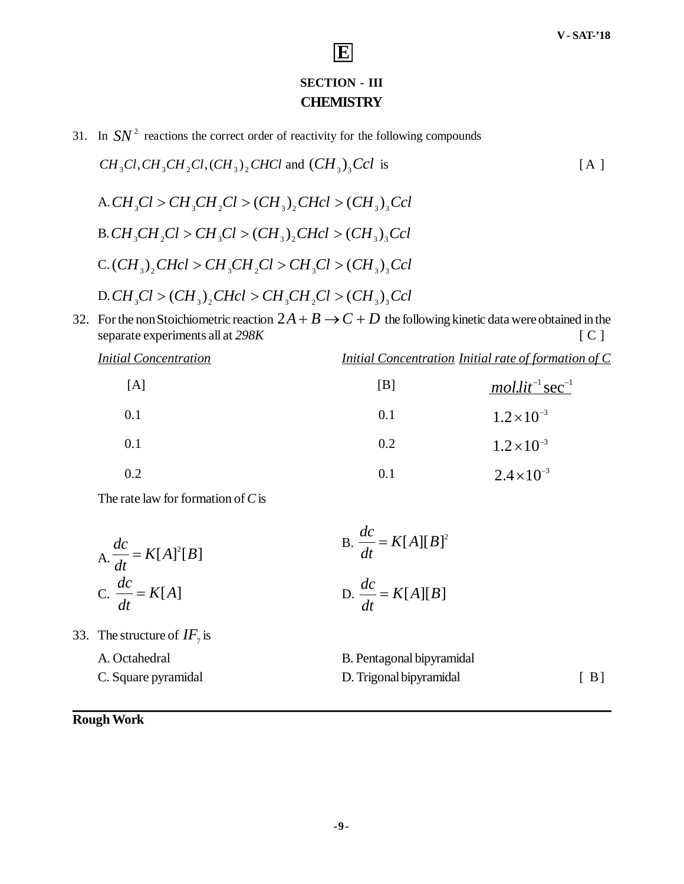E

## SECTION - III

## CHEMISTRY

31. In $SN^2$ reactions the correct order of reactivity for the following compounds

$CH_3Cl, CH_3CH_2Cl, (CH_3)_2CHCl$ and $(CH_3)_3Ccl$ is [ A ]

A. $CH_3Cl > CH_3CH_2Cl > (CH_3)_2CHcl > (CH_3)_3Ccl$

B. $CH_3CH_2Cl > CH_3Cl > (CH_3)_2CHcl > (CH_3)_3Ccl$

C. $(CH_3)_2CHcl > CH_3CH_2Cl > CH_3Cl > (CH_3)_3Ccl$

D. $CH_3Cl > (CH_3)_2CHcl > CH_3CH_2Cl > (CH_3)_3Ccl$

32. For the non Stoichiometric reaction $2A + B \rightarrow C + D$ the following kinetic data were obtained in the separate experiments all at *298K* [ C ]

| *Initial Concentration* [A] | *Initial Concentration* [B] | *Initial rate of formation of C* $mol.lit^{-1}\sec^{-1}$ |
|---|---|---|
| 0.1 | 0.1 | $1.2 \times 10^{-3}$ |
| 0.1 | 0.2 | $1.2 \times 10^{-3}$ |
| 0.2 | 0.1 | $2.4 \times 10^{-3}$ |

The rate law for formation of *C* is

A. $\dfrac{dc}{dt} = K[A]^2[B]$

B. $\dfrac{dc}{dt} = K[A][B]^2$

C. $\dfrac{dc}{dt} = K[A]$

D. $\dfrac{dc}{dt} = K[A][B]$

33. The structure of $IF_7$ is [ B ]

A. Octahedral

B. Pentagonal bipyramidal

C. Square pyramidal

D. Trigonal bipyramidal

**Rough Work**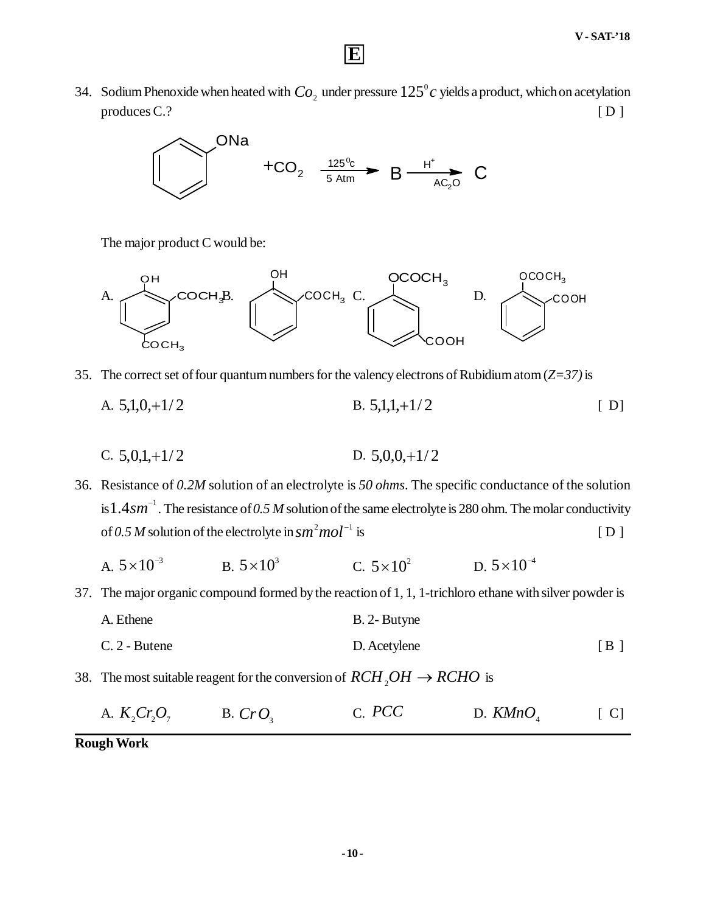34. Sodium Phenoxide when heated with $Co_2$ under pressure $125^0 c$ yields a product, which on acetylation produces C.? [ D ]

$$\text{C}_6\text{H}_5\text{ONa} + CO_2 \xrightarrow[5\ \text{Atm}]{125^0\text{c}} B \xrightarrow[AC_2O]{H^+} C$$

The major product C would be:

A. (2-hydroxy-1,5-diacetyl benzene: OH, $COCH_3$, $COCH_3$)  B. (OH, $COCH_3$ ortho)  C. ($OCOCH_3$, COOH meta)  D. ($OCOCH_3$, COOH ortho)

35. The correct set of four quantum numbers for the valency electrons of Rubidium atom (*Z=37)* is

A. $5,1,0,+1/2$    B. $5,1,1,+1/2$    [ D]

C. $5,0,1,+1/2$    D. $5,0,0,+1/2$

36. Resistance of *0.2M* solution of an electrolyte is *50 ohms*. The specific conductance of the solution is $1.4sm^{-1}$. The resistance of *0.5 M* solution of the same electrolyte is 280 ohm. The molar conductivity of *0.5 M* solution of the electrolyte in $sm^2mol^{-1}$ is [ D ]

A. $5\times10^{-3}$    B. $5\times10^{3}$    C. $5\times10^{2}$    D. $5\times10^{-4}$

37. The major organic compound formed by the reaction of 1, 1, 1-trichloro ethane with silver powder is

A. Ethene    B. 2- Butyne

C. 2 - Butene    D. Acetylene    [ B ]

38. The most suitable reagent for the conversion of $RCH_2OH \rightarrow RCHO$ is

A. $K_2Cr_2O_7$    B. $CrO_3$    C. $PCC$    D. $KMnO_4$    [ C]

**Rough Work**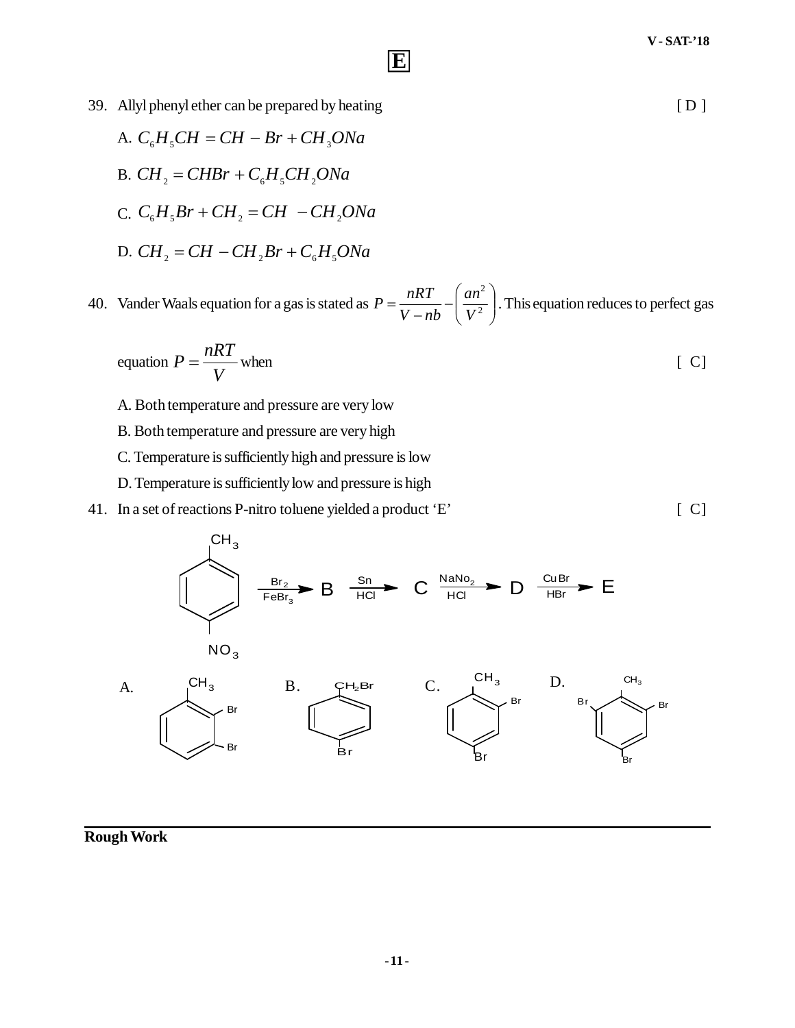39. Allyl phenyl ether can be prepared by heating [ D ]

A. $C_6H_5CH = CH - Br + CH_3ONa$

B. $CH_2 = CHBr + C_6H_5CH_2ONa$

C. $C_6H_5Br + CH_2 = CH - CH_2ONa$

D. $CH_2 = CH - CH_2Br + C_6H_5ONa$

40. Vander Waals equation for a gas is stated as $P = \frac{nRT}{V - nb} - \left(\frac{an^2}{V^2}\right)$. This equation reduces to perfect gas equation $P = \frac{nRT}{V}$ when [ C]

A. Both temperature and pressure are very low

B. Both temperature and pressure are very high

C. Temperature is sufficiently high and pressure is low

D. Temperature is sufficiently low and pressure is high

41. In a set of reactions P-nitro toluene yielded a product 'E' [ C]

(p-nitrotoluene: $CH_3$ and $NO_3$ substituted benzene) $\xrightarrow[FeBr_3]{Br_2}$ B $\xrightarrow[HCl]{Sn}$ C $\xrightarrow[HCl]{NaNo_2}$ D $\xrightarrow[HBr]{CuBr}$ E

A. Benzene ring with $CH_3$, Br, Br (2,3-dibromotoluene)

B. Benzene ring with $CH_2Br$ and Br (para)

C. Benzene ring with $CH_3$, Br (ortho) and Br (para)

D. Benzene ring with $CH_3$, Br, Br (both ortho) and Br (para)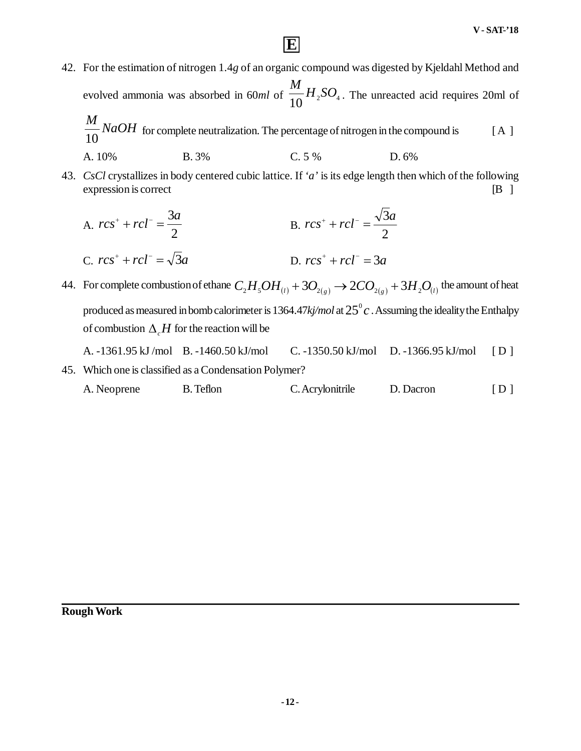42. For the estimation of nitrogen 1.4*g* of an organic compound was digested by Kjeldahl Method and evolved ammonia was absorbed in 60*ml* of $\frac{M}{10} H_2SO_4$. The unreacted acid requires 20ml of $\frac{M}{10} NaOH$ for complete neutralization. The percentage of nitrogen in the compound is [ A ]

A. 10% B. 3% C. 5 % D. 6%

43. *CsCl* crystallizes in body centered cubic lattice. If '*a*' is its edge length then which of the following expression is correct [B ]

A. $rcs^+ + rcl^- = \frac{3a}{2}$ B. $rcs^+ + rcl^- = \frac{\sqrt{3}a}{2}$

C. $rcs^+ + rcl^- = \sqrt{3}a$ D. $rcs^+ + rcl^- = 3a$

44. For complete combustion of ethane $C_2H_5OH_{(l)} + 3O_{2(g)} \rightarrow 2CO_{2(g)} + 3H_2O_{(l)}$ the amount of heat produced as measured in bomb calorimeter is 1364.47*kj/mol* at $25^0 c$. Assuming the ideality the Enthalpy of combustion $\Delta_c H$ for the reaction will be

A. -1361.95 kJ /mol B. -1460.50 kJ/mol C. -1350.50 kJ/mol D. -1366.95 kJ/mol [ D ]

45. Which one is classified as a Condensation Polymer?

A. Neoprene B. Teflon C. Acrylonitrile D. Dacron [ D ]

**Rough Work**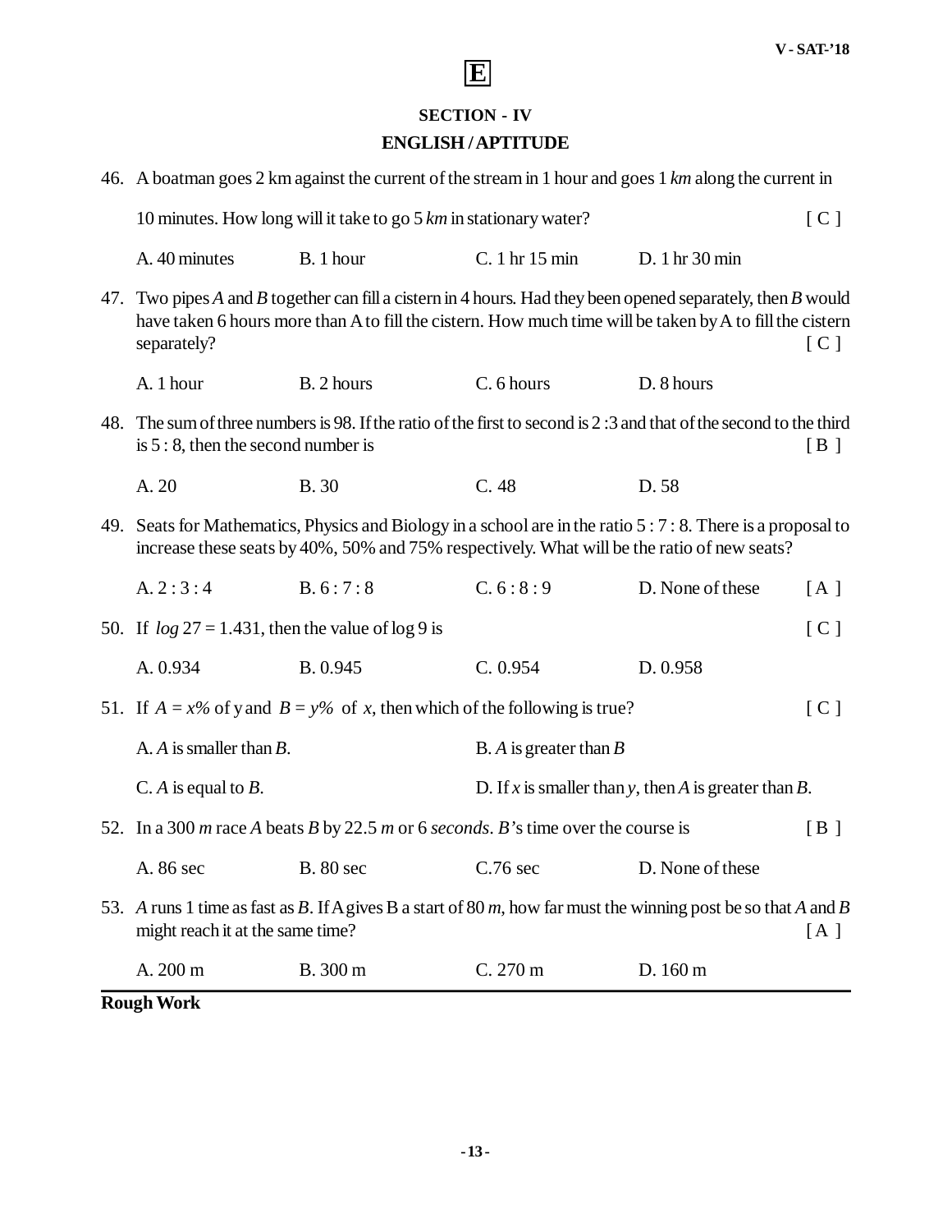**E**

## SECTION - IV

## ENGLISH / APTITUDE

46. A boatman goes 2 km against the current of the stream in 1 hour and goes 1 *km* along the current in 10 minutes. How long will it take to go 5 *km* in stationary water? [ C ]

    A. 40 minutes  B. 1 hour  C. 1 hr 15 min  D. 1 hr 30 min

47. Two pipes *A* and *B* together can fill a cistern in 4 hours. Had they been opened separately, then *B* would have taken 6 hours more than A to fill the cistern. How much time will be taken by A to fill the cistern separately? [ C ]

    A. 1 hour  B. 2 hours  C. 6 hours  D. 8 hours

48. The sum of three numbers is 98. If the ratio of the first to second is 2 :3 and that of the second to the third is 5 : 8, then the second number is [ B ]

    A. 20  B. 30  C. 48  D. 58

49. Seats for Mathematics, Physics and Biology in a school are in the ratio 5 : 7 : 8. There is a proposal to increase these seats by 40%, 50% and 75% respectively. What will be the ratio of new seats?

    A. 2 : 3 : 4  B. 6 : 7 : 8  C. 6 : 8 : 9  D. None of these [ A ]

50. If $\log 27 = 1.431$, then the value of log 9 is [ C ]

    A. 0.934  B. 0.945  C. 0.954  D. 0.958

51. If $A = x\%$ of y and $B = y\%$ of $x$, then which of the following is true? [ C ]

    A. $A$ is smaller than $B$.
    B. $A$ is greater than $B$
    C. $A$ is equal to $B$.
    D. If $x$ is smaller than $y$, then $A$ is greater than $B$.

52. In a 300 *m* race *A* beats *B* by 22.5 *m* or 6 *seconds*. *B*'s time over the course is [ B ]

    A. 86 sec  B. 80 sec  C.76 sec  D. None of these

53. *A* runs 1 time as fast as *B*. If A gives B a start of 80 *m*, how far must the winning post be so that *A* and *B* might reach it at the same time? [ A ]

    A. 200 m  B. 300 m  C. 270 m  D. 160 m

**Rough Work**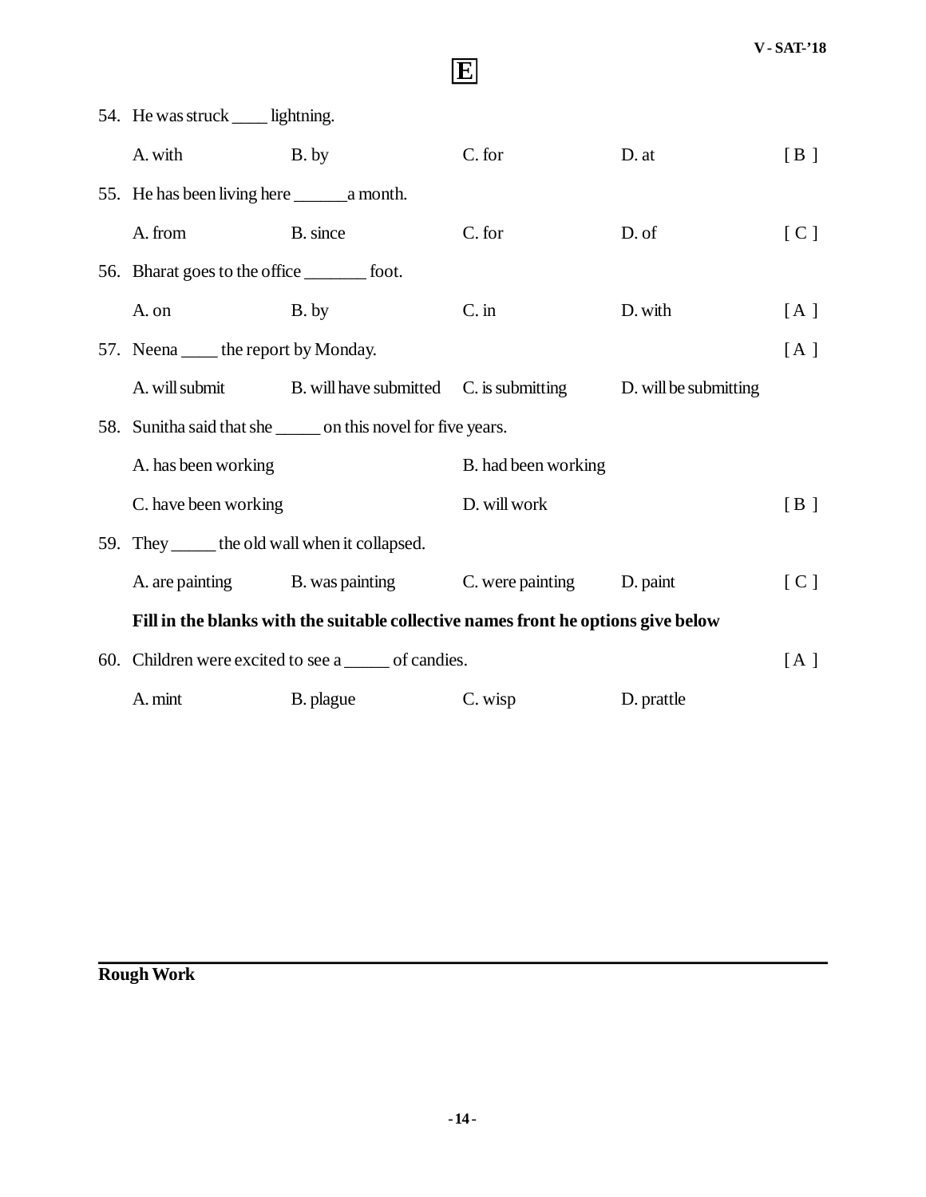54. He was struck ____ lightning.

A. with B. by C. for D. at [ B ]

55. He has been living here ______a month.

A. from B. since C. for D. of [ C ]

56. Bharat goes to the office _______ foot.

A. on B. by C. in D. with [ A ]

57. Neena ____ the report by Monday. [ A ]

A. will submit B. will have submitted C. is submitting D. will be submitting

58. Sunitha said that she _____ on this novel for five years.

A. has been working B. had been working

C. have been working D. will work [ B ]

59. They _____ the old wall when it collapsed.

A. are painting B. was painting C. were painting D. paint [ C ]

**Fill in the blanks with the suitable collective names front he options give below**

60. Children were excited to see a _____ of candies. [ A ]

A. mint B. plague C. wisp D. prattle

---

**Rough Work**